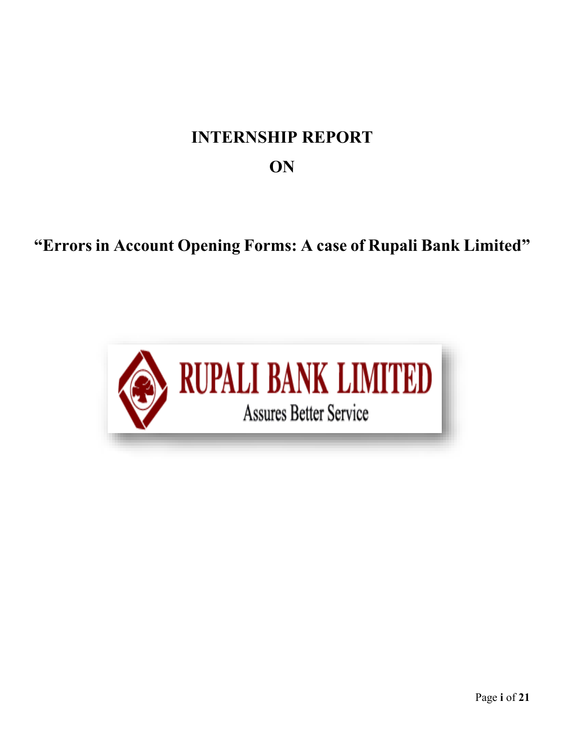# INTERNSHIP REPORT

# ON

## "Errors in Account Opening Forms: A case of Rupali Bank Limited"

RUPALI BANK LIMITED

Assures Better Service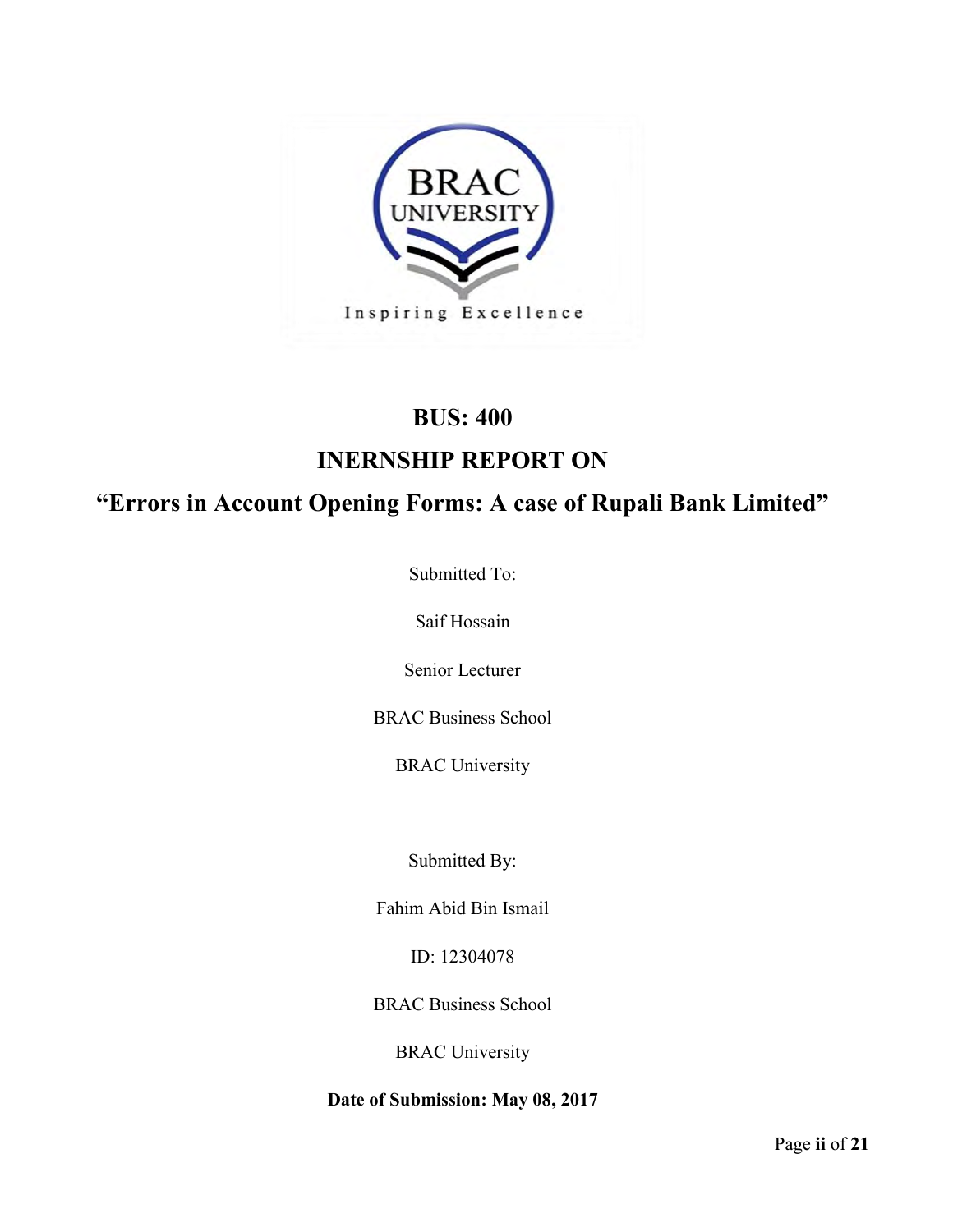# BUS: 400

# INERNSHIP REPORT ON

# "Errors in Account Opening Forms: A case of Rupali Bank Limited"

Submitted To:

Saif Hossain

Senior Lecturer

BRAC Business School

BRAC University

Submitted By:

Fahim Abid Bin Ismail

ID: 12304078

BRAC Business School

BRAC University

**Date of Submission: May 08, 2017**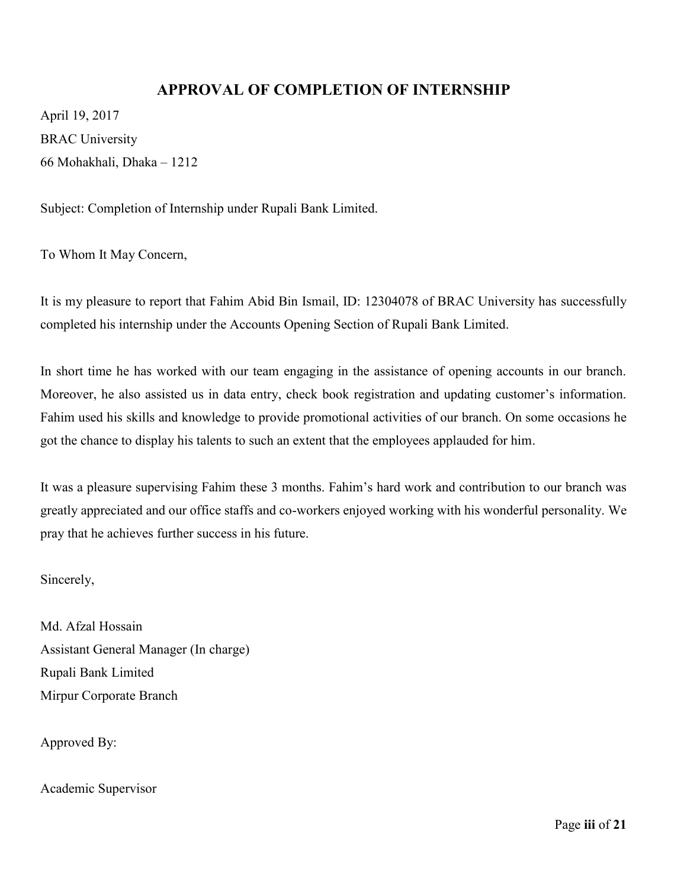# APPROVAL OF COMPLETION OF INTERNSHIP

April 19, 2017
BRAC University
66 Mohakhali, Dhaka – 1212

Subject: Completion of Internship under Rupali Bank Limited.

To Whom It May Concern,

It is my pleasure to report that Fahim Abid Bin Ismail, ID: 12304078 of BRAC University has successfully completed his internship under the Accounts Opening Section of Rupali Bank Limited.

In short time he has worked with our team engaging in the assistance of opening accounts in our branch. Moreover, he also assisted us in data entry, check book registration and updating customer's information. Fahim used his skills and knowledge to provide promotional activities of our branch. On some occasions he got the chance to display his talents to such an extent that the employees applauded for him.

It was a pleasure supervising Fahim these 3 months. Fahim's hard work and contribution to our branch was greatly appreciated and our office staffs and co-workers enjoyed working with his wonderful personality. We pray that he achieves further success in his future.

Sincerely,

Md. Afzal Hossain
Assistant General Manager (In charge)
Rupali Bank Limited
Mirpur Corporate Branch

Approved By:

Academic Supervisor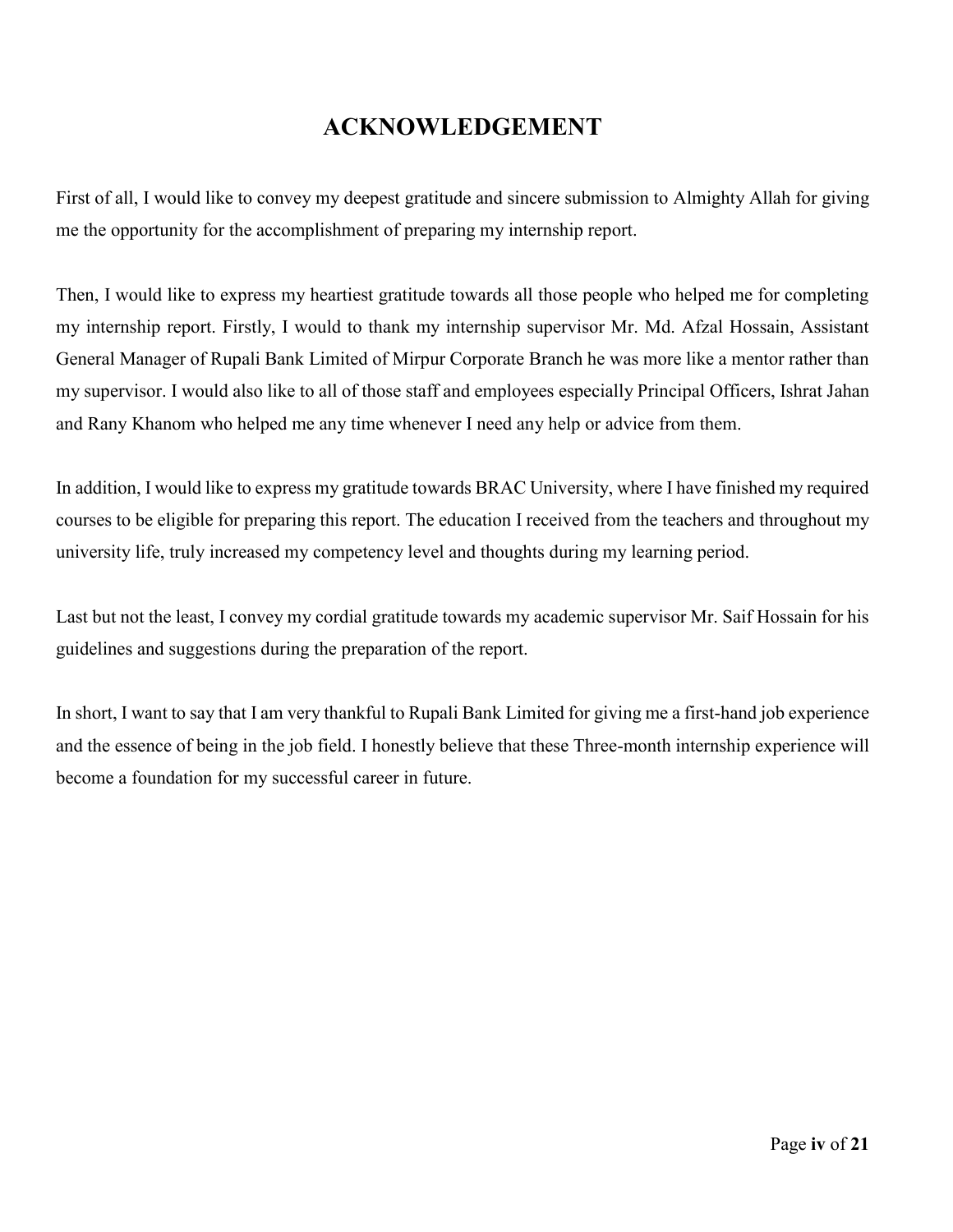# ACKNOWLEDGEMENT

First of all, I would like to convey my deepest gratitude and sincere submission to Almighty Allah for giving me the opportunity for the accomplishment of preparing my internship report.

Then, I would like to express my heartiest gratitude towards all those people who helped me for completing my internship report. Firstly, I would to thank my internship supervisor Mr. Md. Afzal Hossain, Assistant General Manager of Rupali Bank Limited of Mirpur Corporate Branch he was more like a mentor rather than my supervisor. I would also like to all of those staff and employees especially Principal Officers, Ishrat Jahan and Rany Khanom who helped me any time whenever I need any help or advice from them.

In addition, I would like to express my gratitude towards BRAC University, where I have finished my required courses to be eligible for preparing this report. The education I received from the teachers and throughout my university life, truly increased my competency level and thoughts during my learning period.

Last but not the least, I convey my cordial gratitude towards my academic supervisor Mr. Saif Hossain for his guidelines and suggestions during the preparation of the report.

In short, I want to say that I am very thankful to Rupali Bank Limited for giving me a first-hand job experience and the essence of being in the job field. I honestly believe that these Three-month internship experience will become a foundation for my successful career in future.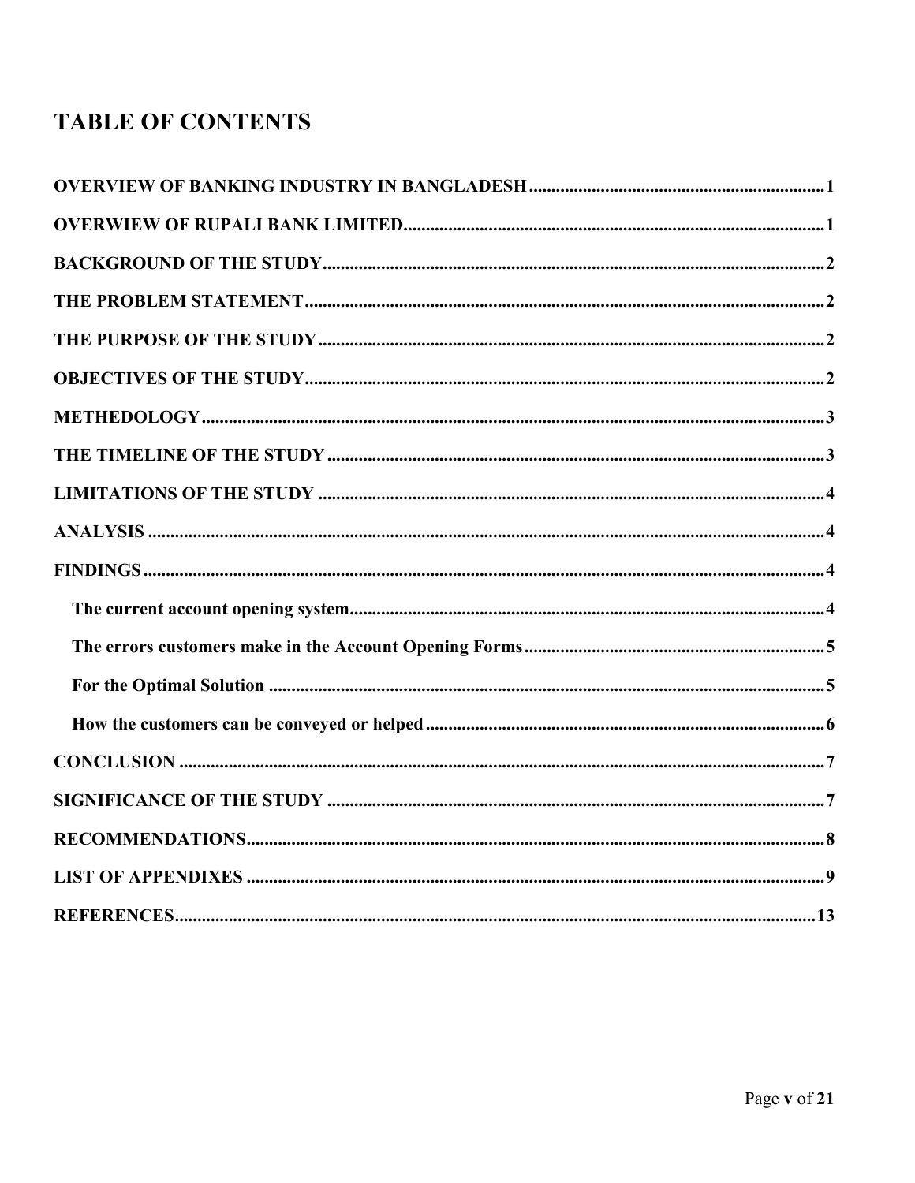# TABLE OF CONTENTS

**OVERVIEW OF BANKING INDUSTRY IN BANGLADESH** .......... 1

**OVERWIEW OF RUPALI BANK LIMITED** .......... 1

**BACKGROUND OF THE STUDY** .......... 2

**THE PROBLEM STATEMENT** .......... 2

**THE PURPOSE OF THE STUDY** .......... 2

**OBJECTIVES OF THE STUDY** .......... 2

**METHEDOLOGY** .......... 3

**THE TIMELINE OF THE STUDY** .......... 3

**LIMITATIONS OF THE STUDY** .......... 4

**ANALYSIS** .......... 4

**FINDINGS** .......... 4

- **The current account opening system** .......... 4
- **The errors customers make in the Account Opening Forms** .......... 5
- **For the Optimal Solution** .......... 5
- **How the customers can be conveyed or helped** .......... 6

**CONCLUSION** .......... 7

**SIGNIFICANCE OF THE STUDY** .......... 7

**RECOMMENDATIONS** .......... 8

**LIST OF APPENDIXES** .......... 9

**REFERENCES** .......... 13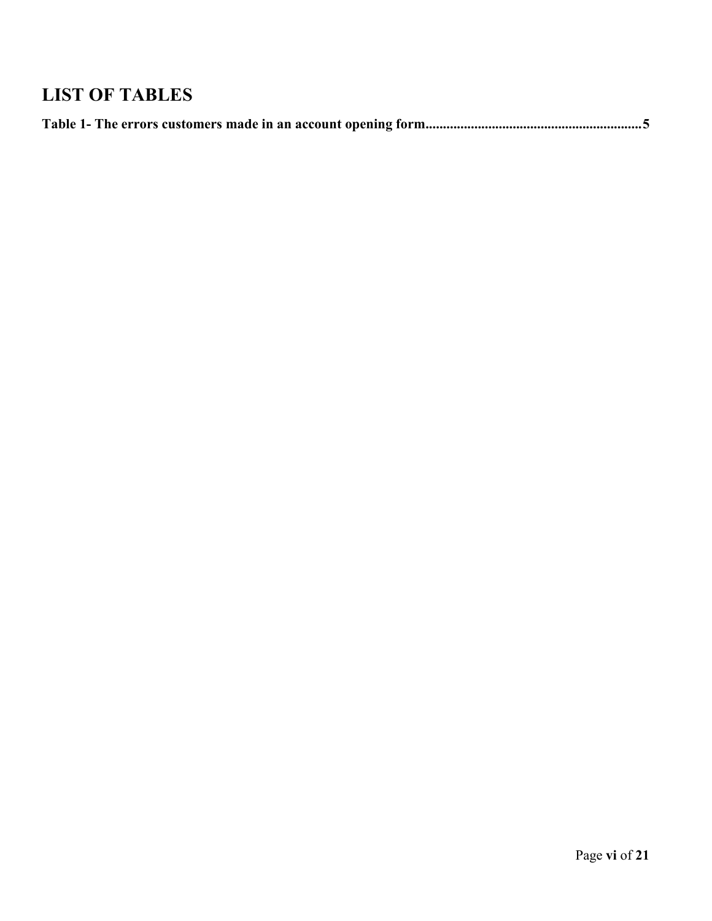# LIST OF TABLES

**Table 1- The errors customers made in an account opening form..............................................................5**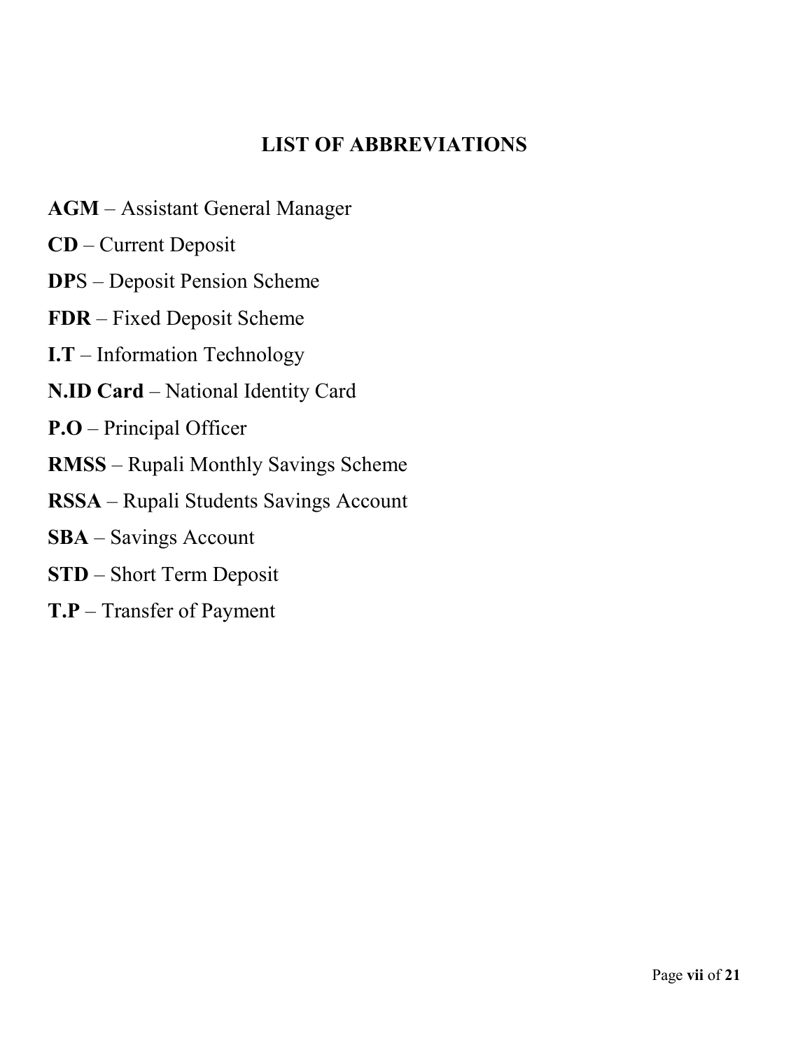# LIST OF ABBREVIATIONS

**AGM** – Assistant General Manager

**CD** – Current Deposit

**DP**S – Deposit Pension Scheme

**FDR** – Fixed Deposit Scheme

**I.T** – Information Technology

**N.ID Card** – National Identity Card

**P.O** – Principal Officer

**RMSS** – Rupali Monthly Savings Scheme

**RSSA** – Rupali Students Savings Account

**SBA** – Savings Account

**STD** – Short Term Deposit

**T.P** – Transfer of Payment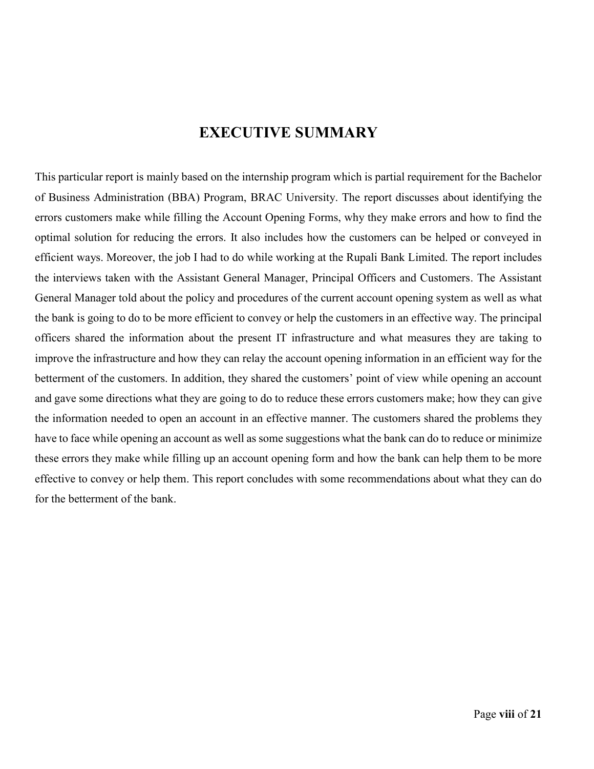# EXECUTIVE SUMMARY

This particular report is mainly based on the internship program which is partial requirement for the Bachelor of Business Administration (BBA) Program, BRAC University. The report discusses about identifying the errors customers make while filling the Account Opening Forms, why they make errors and how to find the optimal solution for reducing the errors. It also includes how the customers can be helped or conveyed in efficient ways. Moreover, the job I had to do while working at the Rupali Bank Limited. The report includes the interviews taken with the Assistant General Manager, Principal Officers and Customers. The Assistant General Manager told about the policy and procedures of the current account opening system as well as what the bank is going to do to be more efficient to convey or help the customers in an effective way. The principal officers shared the information about the present IT infrastructure and what measures they are taking to improve the infrastructure and how they can relay the account opening information in an efficient way for the betterment of the customers. In addition, they shared the customers' point of view while opening an account and gave some directions what they are going to do to reduce these errors customers make; how they can give the information needed to open an account in an effective manner. The customers shared the problems they have to face while opening an account as well as some suggestions what the bank can do to reduce or minimize these errors they make while filling up an account opening form and how the bank can help them to be more effective to convey or help them. This report concludes with some recommendations about what they can do for the betterment of the bank.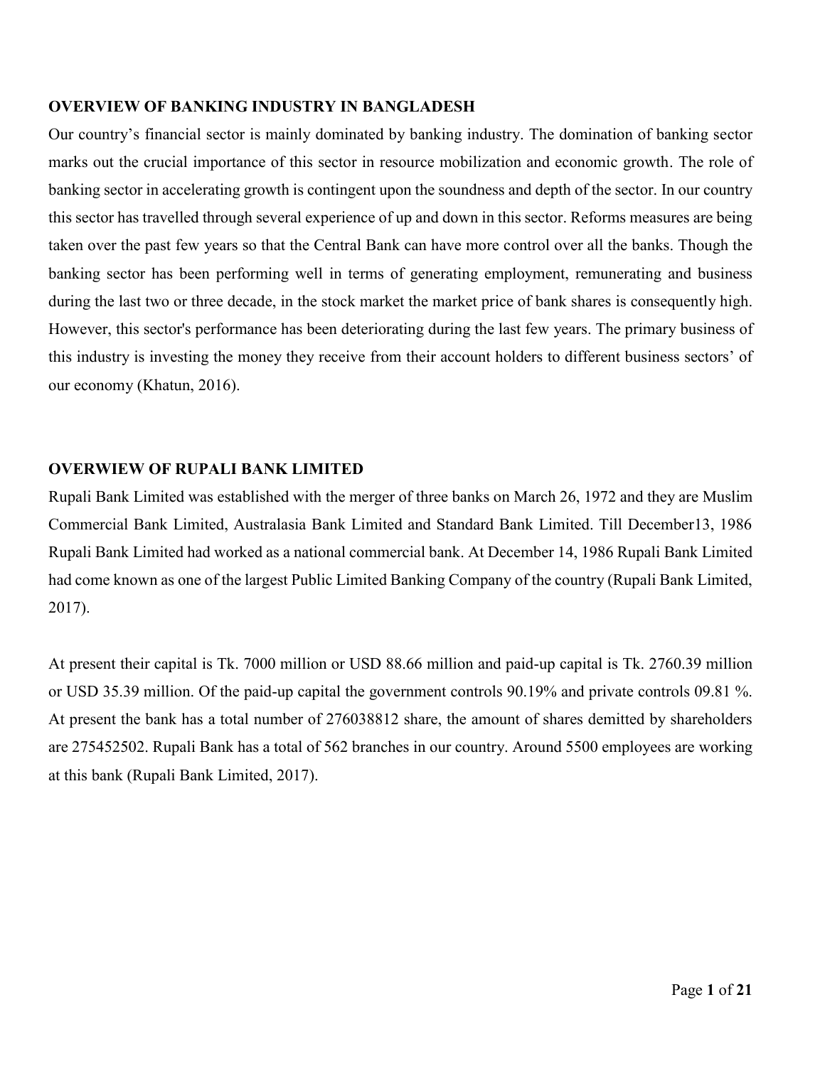## OVERVIEW OF BANKING INDUSTRY IN BANGLADESH

Our country's financial sector is mainly dominated by banking industry. The domination of banking sector marks out the crucial importance of this sector in resource mobilization and economic growth. The role of banking sector in accelerating growth is contingent upon the soundness and depth of the sector. In our country this sector has travelled through several experience of up and down in this sector. Reforms measures are being taken over the past few years so that the Central Bank can have more control over all the banks. Though the banking sector has been performing well in terms of generating employment, remunerating and business during the last two or three decade, in the stock market the market price of bank shares is consequently high. However, this sector's performance has been deteriorating during the last few years. The primary business of this industry is investing the money they receive from their account holders to different business sectors' of our economy (Khatun, 2016).

## OVERWIEW OF RUPALI BANK LIMITED

Rupali Bank Limited was established with the merger of three banks on March 26, 1972 and they are Muslim Commercial Bank Limited, Australasia Bank Limited and Standard Bank Limited. Till December13, 1986 Rupali Bank Limited had worked as a national commercial bank. At December 14, 1986 Rupali Bank Limited had come known as one of the largest Public Limited Banking Company of the country (Rupali Bank Limited, 2017).

At present their capital is Tk. 7000 million or USD 88.66 million and paid-up capital is Tk. 2760.39 million or USD 35.39 million. Of the paid-up capital the government controls 90.19% and private controls 09.81 %. At present the bank has a total number of 276038812 share, the amount of shares demitted by shareholders are 275452502. Rupali Bank has a total of 562 branches in our country. Around 5500 employees are working at this bank (Rupali Bank Limited, 2017).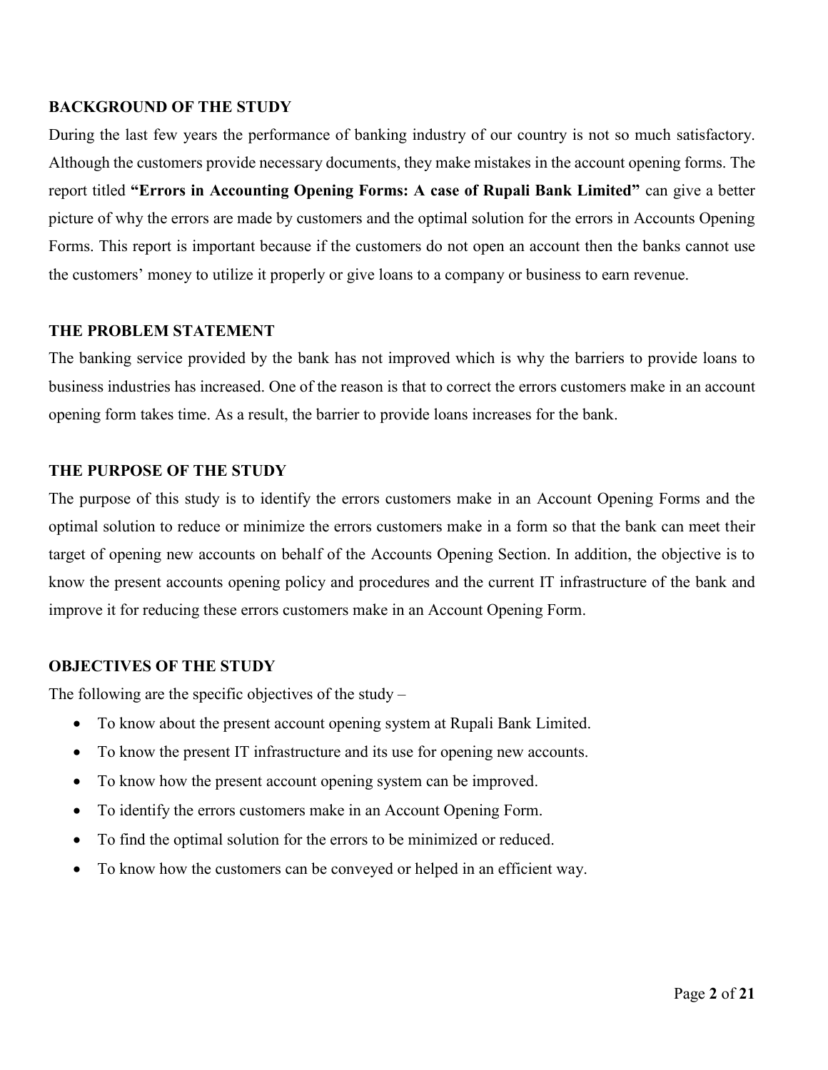## BACKGROUND OF THE STUDY

During the last few years the performance of banking industry of our country is not so much satisfactory. Although the customers provide necessary documents, they make mistakes in the account opening forms. The report titled **"Errors in Accounting Opening Forms: A case of Rupali Bank Limited"** can give a better picture of why the errors are made by customers and the optimal solution for the errors in Accounts Opening Forms. This report is important because if the customers do not open an account then the banks cannot use the customers' money to utilize it properly or give loans to a company or business to earn revenue.

## THE PROBLEM STATEMENT

The banking service provided by the bank has not improved which is why the barriers to provide loans to business industries has increased. One of the reason is that to correct the errors customers make in an account opening form takes time. As a result, the barrier to provide loans increases for the bank.

## THE PURPOSE OF THE STUDY

The purpose of this study is to identify the errors customers make in an Account Opening Forms and the optimal solution to reduce or minimize the errors customers make in a form so that the bank can meet their target of opening new accounts on behalf of the Accounts Opening Section. In addition, the objective is to know the present accounts opening policy and procedures and the current IT infrastructure of the bank and improve it for reducing these errors customers make in an Account Opening Form.

## OBJECTIVES OF THE STUDY

The following are the specific objectives of the study –

- To know about the present account opening system at Rupali Bank Limited.
- To know the present IT infrastructure and its use for opening new accounts.
- To know how the present account opening system can be improved.
- To identify the errors customers make in an Account Opening Form.
- To find the optimal solution for the errors to be minimized or reduced.
- To know how the customers can be conveyed or helped in an efficient way.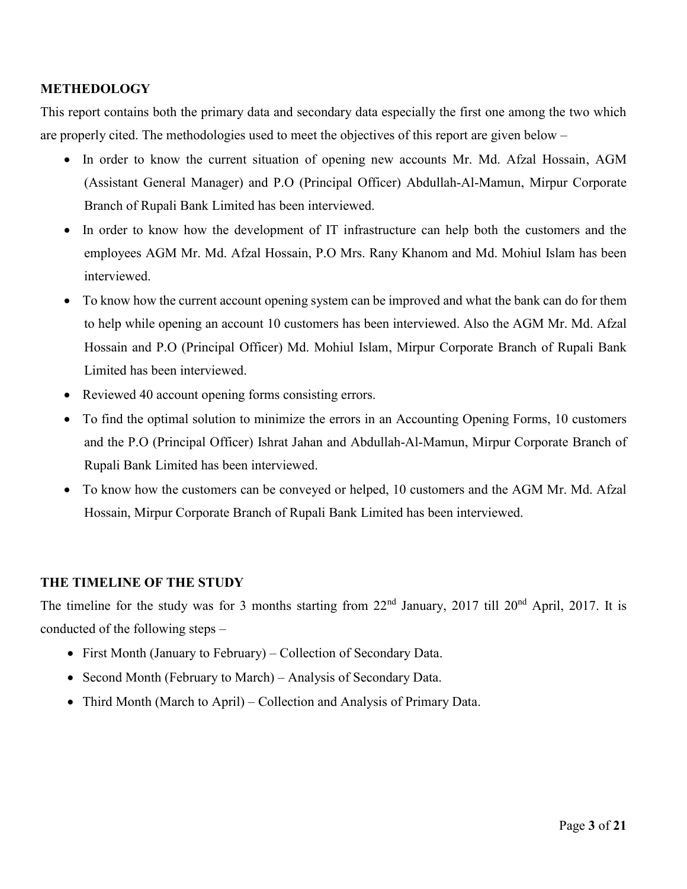## METHEDOLOGY

This report contains both the primary data and secondary data especially the first one among the two which are properly cited. The methodologies used to meet the objectives of this report are given below –

- In order to know the current situation of opening new accounts Mr. Md. Afzal Hossain, AGM (Assistant General Manager) and P.O (Principal Officer) Abdullah-Al-Mamun, Mirpur Corporate Branch of Rupali Bank Limited has been interviewed.
- In order to know how the development of IT infrastructure can help both the customers and the employees AGM Mr. Md. Afzal Hossain, P.O Mrs. Rany Khanom and Md. Mohiul Islam has been interviewed.
- To know how the current account opening system can be improved and what the bank can do for them to help while opening an account 10 customers has been interviewed. Also the AGM Mr. Md. Afzal Hossain and P.O (Principal Officer) Md. Mohiul Islam, Mirpur Corporate Branch of Rupali Bank Limited has been interviewed.
- Reviewed 40 account opening forms consisting errors.
- To find the optimal solution to minimize the errors in an Accounting Opening Forms, 10 customers and the P.O (Principal Officer) Ishrat Jahan and Abdullah-Al-Mamun, Mirpur Corporate Branch of Rupali Bank Limited has been interviewed.
- To know how the customers can be conveyed or helped, 10 customers and the AGM Mr. Md. Afzal Hossain, Mirpur Corporate Branch of Rupali Bank Limited has been interviewed.

## THE TIMELINE OF THE STUDY

The timeline for the study was for 3 months starting from 22nd January, 2017 till 20nd April, 2017. It is conducted of the following steps –

- First Month (January to February) – Collection of Secondary Data.
- Second Month (February to March) – Analysis of Secondary Data.
- Third Month (March to April) – Collection and Analysis of Primary Data.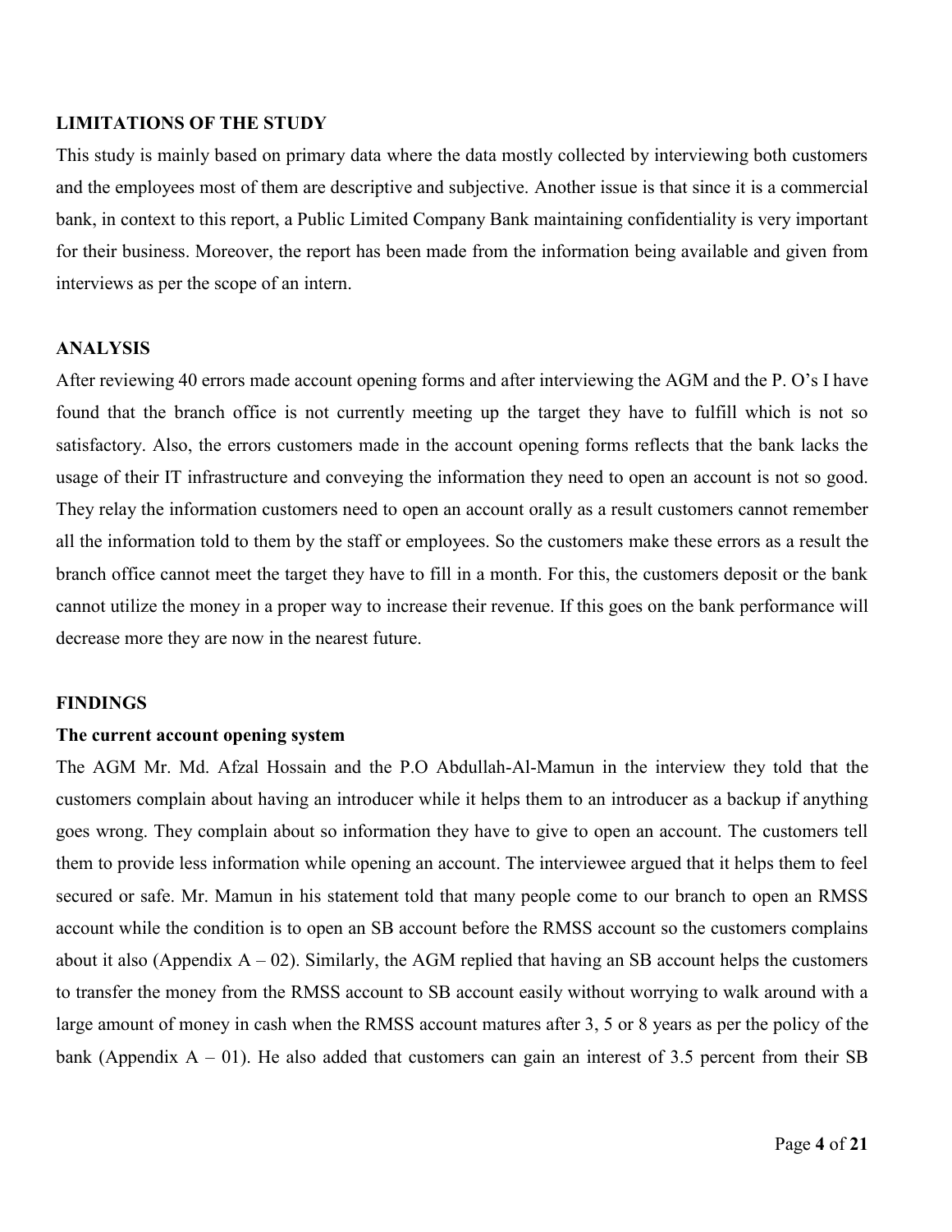## LIMITATIONS OF THE STUDY

This study is mainly based on primary data where the data mostly collected by interviewing both customers and the employees most of them are descriptive and subjective. Another issue is that since it is a commercial bank, in context to this report, a Public Limited Company Bank maintaining confidentiality is very important for their business. Moreover, the report has been made from the information being available and given from interviews as per the scope of an intern.

## ANALYSIS

After reviewing 40 errors made account opening forms and after interviewing the AGM and the P. O's I have found that the branch office is not currently meeting up the target they have to fulfill which is not so satisfactory. Also, the errors customers made in the account opening forms reflects that the bank lacks the usage of their IT infrastructure and conveying the information they need to open an account is not so good. They relay the information customers need to open an account orally as a result customers cannot remember all the information told to them by the staff or employees. So the customers make these errors as a result the branch office cannot meet the target they have to fill in a month. For this, the customers deposit or the bank cannot utilize the money in a proper way to increase their revenue. If this goes on the bank performance will decrease more they are now in the nearest future.

## FINDINGS

### The current account opening system

The AGM Mr. Md. Afzal Hossain and the P.O Abdullah-Al-Mamun in the interview they told that the customers complain about having an introducer while it helps them to an introducer as a backup if anything goes wrong. They complain about so information they have to give to open an account. The customers tell them to provide less information while opening an account. The interviewee argued that it helps them to feel secured or safe. Mr. Mamun in his statement told that many people come to our branch to open an RMSS account while the condition is to open an SB account before the RMSS account so the customers complains about it also (Appendix A – 02). Similarly, the AGM replied that having an SB account helps the customers to transfer the money from the RMSS account to SB account easily without worrying to walk around with a large amount of money in cash when the RMSS account matures after 3, 5 or 8 years as per the policy of the bank (Appendix A – 01). He also added that customers can gain an interest of 3.5 percent from their SB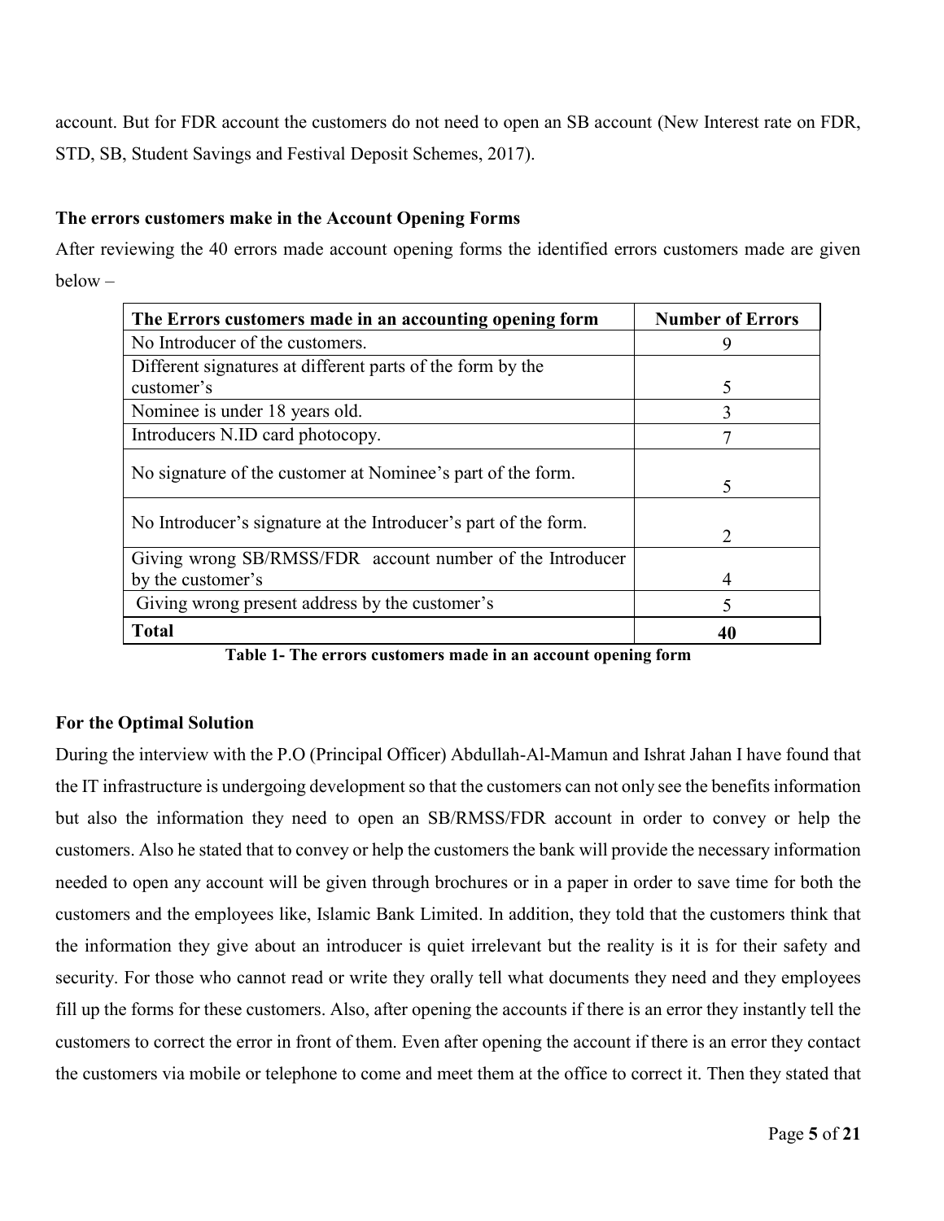account. But for FDR account the customers do not need to open an SB account (New Interest rate on FDR, STD, SB, Student Savings and Festival Deposit Schemes, 2017).

**The errors customers make in the Account Opening Forms**

After reviewing the 40 errors made account opening forms the identified errors customers made are given below –

| The Errors customers made in an accounting opening form | Number of Errors |
| --- | --- |
| No Introducer of the customers. | 9 |
| Different signatures at different parts of the form by the customer's | 5 |
| Nominee is under 18 years old. | 3 |
| Introducers N.ID card photocopy. | 7 |
| No signature of the customer at Nominee's part of the form. | 5 |
| No Introducer's signature at the Introducer's part of the form. | 2 |
| Giving wrong SB/RMSS/FDR account number of the Introducer by the customer's | 4 |
| Giving wrong present address by the customer's | 5 |
| **Total** | **40** |

**Table 1- The errors customers made in an account opening form**

**For the Optimal Solution**

During the interview with the P.O (Principal Officer) Abdullah-Al-Mamun and Ishrat Jahan I have found that the IT infrastructure is undergoing development so that the customers can not only see the benefits information but also the information they need to open an SB/RMSS/FDR account in order to convey or help the customers. Also he stated that to convey or help the customers the bank will provide the necessary information needed to open any account will be given through brochures or in a paper in order to save time for both the customers and the employees like, Islamic Bank Limited. In addition, they told that the customers think that the information they give about an introducer is quiet irrelevant but the reality is it is for their safety and security. For those who cannot read or write they orally tell what documents they need and they employees fill up the forms for these customers. Also, after opening the accounts if there is an error they instantly tell the customers to correct the error in front of them. Even after opening the account if there is an error they contact the customers via mobile or telephone to come and meet them at the office to correct it. Then they stated that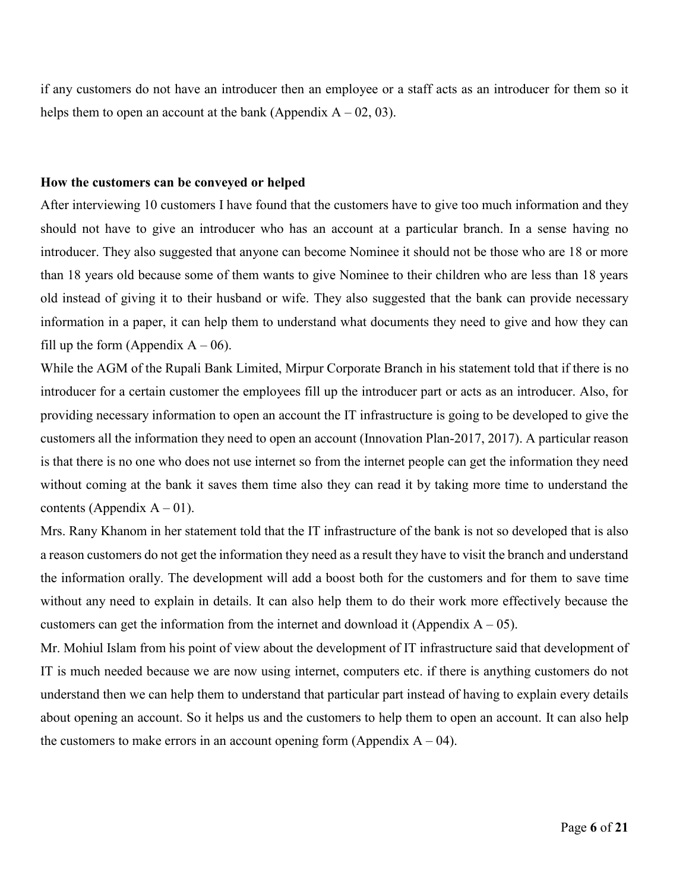if any customers do not have an introducer then an employee or a staff acts as an introducer for them so it helps them to open an account at the bank (Appendix A – 02, 03).

**How the customers can be conveyed or helped**

After interviewing 10 customers I have found that the customers have to give too much information and they should not have to give an introducer who has an account at a particular branch. In a sense having no introducer. They also suggested that anyone can become Nominee it should not be those who are 18 or more than 18 years old because some of them wants to give Nominee to their children who are less than 18 years old instead of giving it to their husband or wife. They also suggested that the bank can provide necessary information in a paper, it can help them to understand what documents they need to give and how they can fill up the form (Appendix A – 06).

While the AGM of the Rupali Bank Limited, Mirpur Corporate Branch in his statement told that if there is no introducer for a certain customer the employees fill up the introducer part or acts as an introducer. Also, for providing necessary information to open an account the IT infrastructure is going to be developed to give the customers all the information they need to open an account (Innovation Plan-2017, 2017). A particular reason is that there is no one who does not use internet so from the internet people can get the information they need without coming at the bank it saves them time also they can read it by taking more time to understand the contents (Appendix A – 01).

Mrs. Rany Khanom in her statement told that the IT infrastructure of the bank is not so developed that is also a reason customers do not get the information they need as a result they have to visit the branch and understand the information orally. The development will add a boost both for the customers and for them to save time without any need to explain in details. It can also help them to do their work more effectively because the customers can get the information from the internet and download it (Appendix A – 05).

Mr. Mohiul Islam from his point of view about the development of IT infrastructure said that development of IT is much needed because we are now using internet, computers etc. if there is anything customers do not understand then we can help them to understand that particular part instead of having to explain every details about opening an account. So it helps us and the customers to help them to open an account. It can also help the customers to make errors in an account opening form (Appendix A – 04).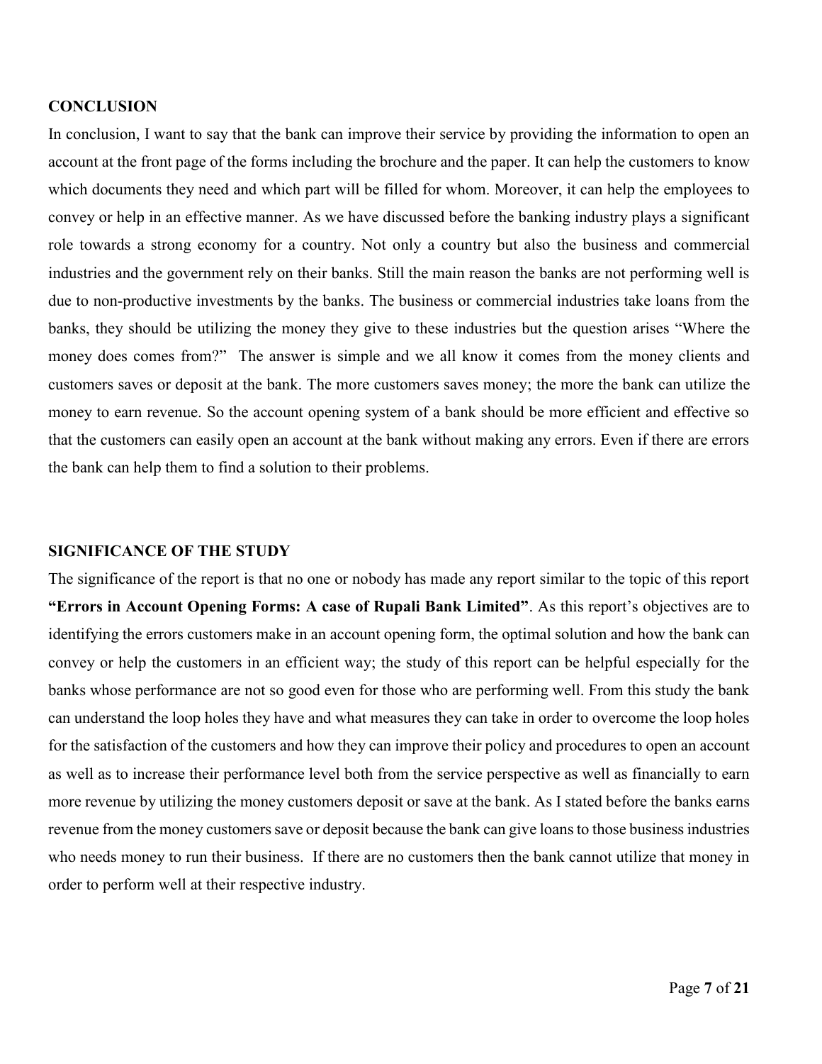## CONCLUSION

In conclusion, I want to say that the bank can improve their service by providing the information to open an account at the front page of the forms including the brochure and the paper. It can help the customers to know which documents they need and which part will be filled for whom. Moreover, it can help the employees to convey or help in an effective manner. As we have discussed before the banking industry plays a significant role towards a strong economy for a country. Not only a country but also the business and commercial industries and the government rely on their banks. Still the main reason the banks are not performing well is due to non-productive investments by the banks. The business or commercial industries take loans from the banks, they should be utilizing the money they give to these industries but the question arises "Where the money does comes from?" The answer is simple and we all know it comes from the money clients and customers saves or deposit at the bank. The more customers saves money; the more the bank can utilize the money to earn revenue. So the account opening system of a bank should be more efficient and effective so that the customers can easily open an account at the bank without making any errors. Even if there are errors the bank can help them to find a solution to their problems.

## SIGNIFICANCE OF THE STUDY

The significance of the report is that no one or nobody has made any report similar to the topic of this report **"Errors in Account Opening Forms: A case of Rupali Bank Limited"**. As this report's objectives are to identifying the errors customers make in an account opening form, the optimal solution and how the bank can convey or help the customers in an efficient way; the study of this report can be helpful especially for the banks whose performance are not so good even for those who are performing well. From this study the bank can understand the loop holes they have and what measures they can take in order to overcome the loop holes for the satisfaction of the customers and how they can improve their policy and procedures to open an account as well as to increase their performance level both from the service perspective as well as financially to earn more revenue by utilizing the money customers deposit or save at the bank. As I stated before the banks earns revenue from the money customers save or deposit because the bank can give loans to those business industries who needs money to run their business. If there are no customers then the bank cannot utilize that money in order to perform well at their respective industry.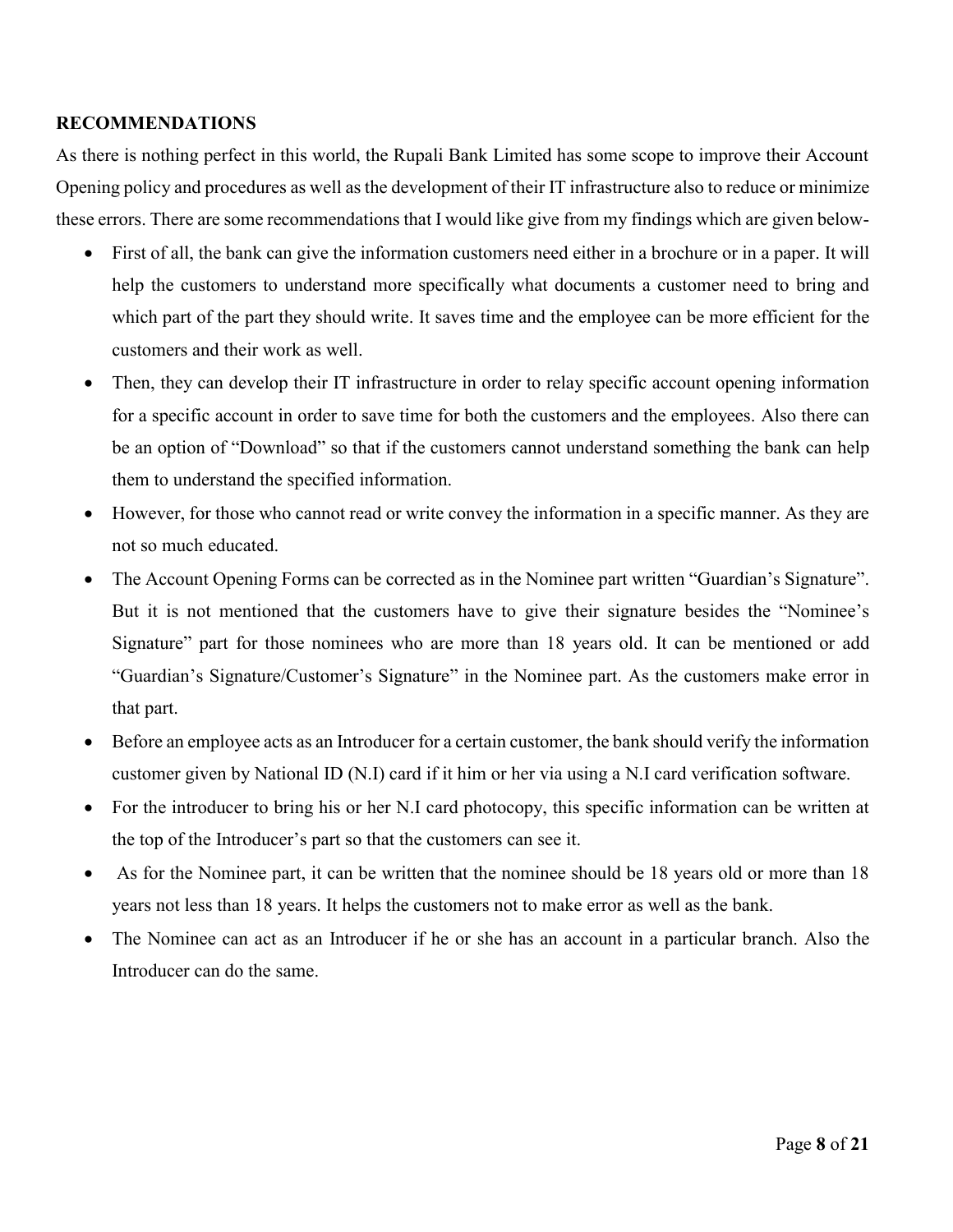**RECOMMENDATIONS**

As there is nothing perfect in this world, the Rupali Bank Limited has some scope to improve their Account Opening policy and procedures as well as the development of their IT infrastructure also to reduce or minimize these errors. There are some recommendations that I would like give from my findings which are given below-

- First of all, the bank can give the information customers need either in a brochure or in a paper. It will help the customers to understand more specifically what documents a customer need to bring and which part of the part they should write. It saves time and the employee can be more efficient for the customers and their work as well.
- Then, they can develop their IT infrastructure in order to relay specific account opening information for a specific account in order to save time for both the customers and the employees. Also there can be an option of "Download" so that if the customers cannot understand something the bank can help them to understand the specified information.
- However, for those who cannot read or write convey the information in a specific manner. As they are not so much educated.
- The Account Opening Forms can be corrected as in the Nominee part written "Guardian's Signature". But it is not mentioned that the customers have to give their signature besides the "Nominee's Signature" part for those nominees who are more than 18 years old. It can be mentioned or add "Guardian's Signature/Customer's Signature" in the Nominee part. As the customers make error in that part.
- Before an employee acts as an Introducer for a certain customer, the bank should verify the information customer given by National ID (N.I) card if it him or her via using a N.I card verification software.
- For the introducer to bring his or her N.I card photocopy, this specific information can be written at the top of the Introducer's part so that the customers can see it.
- As for the Nominee part, it can be written that the nominee should be 18 years old or more than 18 years not less than 18 years. It helps the customers not to make error as well as the bank.
- The Nominee can act as an Introducer if he or she has an account in a particular branch. Also the Introducer can do the same.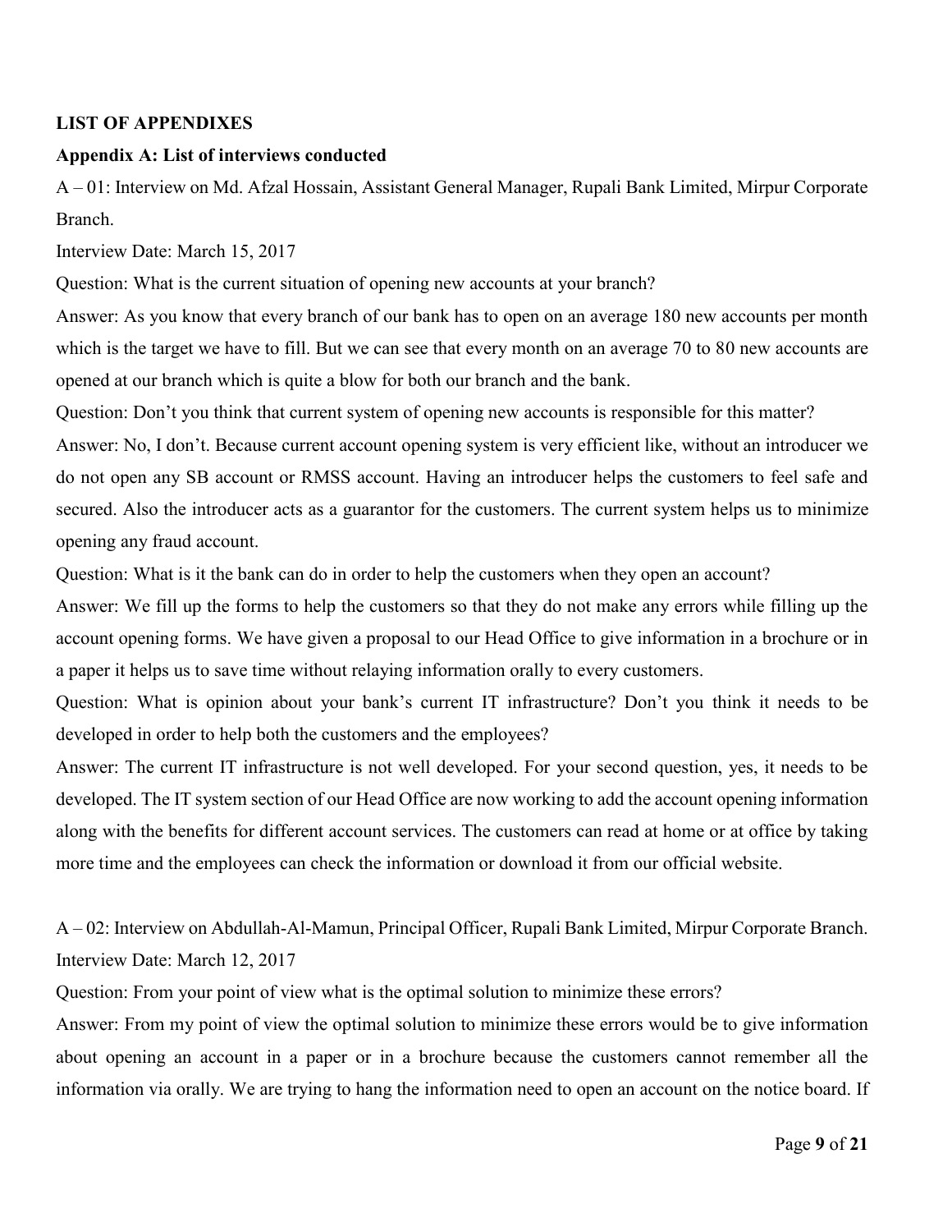**LIST OF APPENDIXES**

**Appendix A: List of interviews conducted**

A – 01: Interview on Md. Afzal Hossain, Assistant General Manager, Rupali Bank Limited, Mirpur Corporate Branch.

Interview Date: March 15, 2017

Question: What is the current situation of opening new accounts at your branch?

Answer: As you know that every branch of our bank has to open on an average 180 new accounts per month which is the target we have to fill. But we can see that every month on an average 70 to 80 new accounts are opened at our branch which is quite a blow for both our branch and the bank.

Question: Don't you think that current system of opening new accounts is responsible for this matter?

Answer: No, I don't. Because current account opening system is very efficient like, without an introducer we do not open any SB account or RMSS account. Having an introducer helps the customers to feel safe and secured. Also the introducer acts as a guarantor for the customers. The current system helps us to minimize opening any fraud account.

Question: What is it the bank can do in order to help the customers when they open an account?

Answer: We fill up the forms to help the customers so that they do not make any errors while filling up the account opening forms. We have given a proposal to our Head Office to give information in a brochure or in a paper it helps us to save time without relaying information orally to every customers.

Question: What is opinion about your bank's current IT infrastructure? Don't you think it needs to be developed in order to help both the customers and the employees?

Answer: The current IT infrastructure is not well developed. For your second question, yes, it needs to be developed. The IT system section of our Head Office are now working to add the account opening information along with the benefits for different account services. The customers can read at home or at office by taking more time and the employees can check the information or download it from our official website.

A – 02: Interview on Abdullah-Al-Mamun, Principal Officer, Rupali Bank Limited, Mirpur Corporate Branch.

Interview Date: March 12, 2017

Question: From your point of view what is the optimal solution to minimize these errors?

Answer: From my point of view the optimal solution to minimize these errors would be to give information about opening an account in a paper or in a brochure because the customers cannot remember all the information via orally. We are trying to hang the information need to open an account on the notice board. If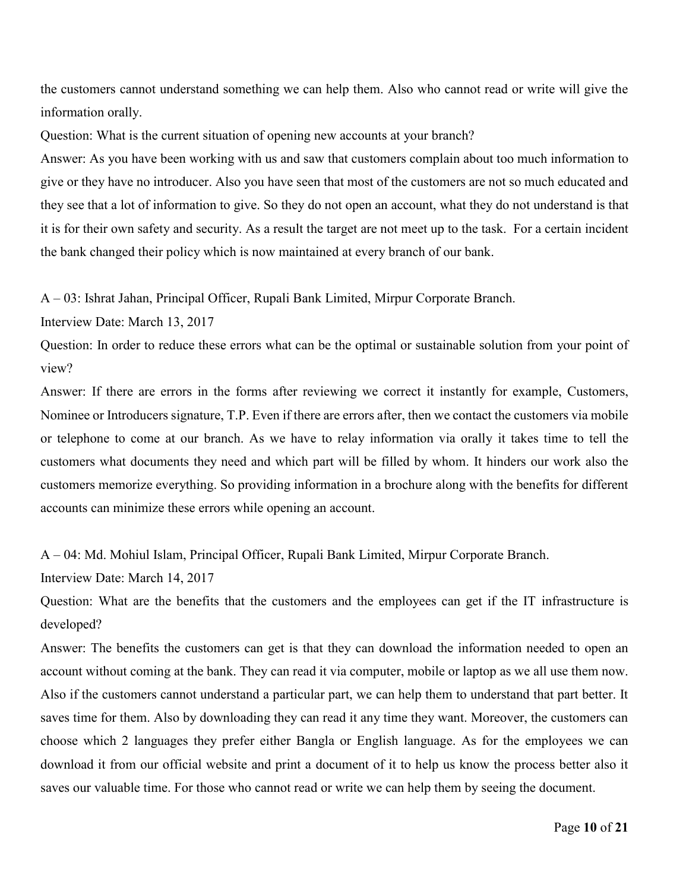the customers cannot understand something we can help them. Also who cannot read or write will give the information orally.

Question: What is the current situation of opening new accounts at your branch?

Answer: As you have been working with us and saw that customers complain about too much information to give or they have no introducer. Also you have seen that most of the customers are not so much educated and they see that a lot of information to give. So they do not open an account, what they do not understand is that it is for their own safety and security. As a result the target are not meet up to the task. For a certain incident the bank changed their policy which is now maintained at every branch of our bank.

A – 03: Ishrat Jahan, Principal Officer, Rupali Bank Limited, Mirpur Corporate Branch.

Interview Date: March 13, 2017

Question: In order to reduce these errors what can be the optimal or sustainable solution from your point of view?

Answer: If there are errors in the forms after reviewing we correct it instantly for example, Customers, Nominee or Introducers signature, T.P. Even if there are errors after, then we contact the customers via mobile or telephone to come at our branch. As we have to relay information via orally it takes time to tell the customers what documents they need and which part will be filled by whom. It hinders our work also the customers memorize everything. So providing information in a brochure along with the benefits for different accounts can minimize these errors while opening an account.

A – 04: Md. Mohiul Islam, Principal Officer, Rupali Bank Limited, Mirpur Corporate Branch.

Interview Date: March 14, 2017

Question: What are the benefits that the customers and the employees can get if the IT infrastructure is developed?

Answer: The benefits the customers can get is that they can download the information needed to open an account without coming at the bank. They can read it via computer, mobile or laptop as we all use them now. Also if the customers cannot understand a particular part, we can help them to understand that part better. It saves time for them. Also by downloading they can read it any time they want. Moreover, the customers can choose which 2 languages they prefer either Bangla or English language. As for the employees we can download it from our official website and print a document of it to help us know the process better also it saves our valuable time. For those who cannot read or write we can help them by seeing the document.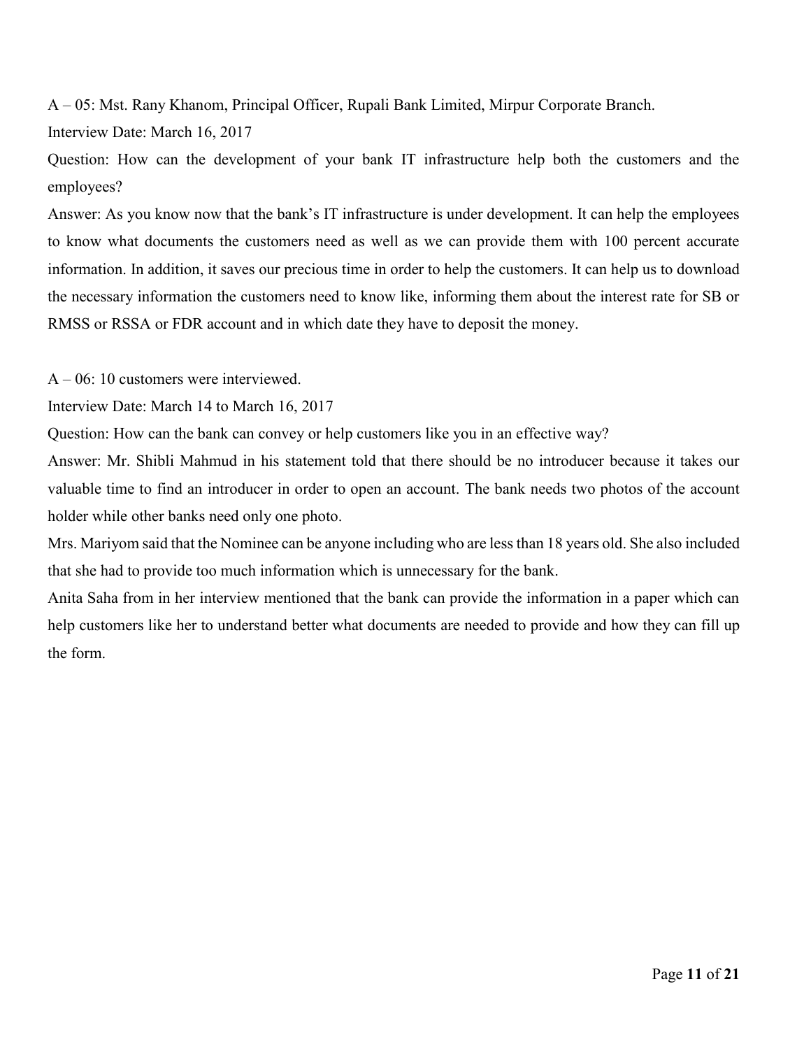A – 05: Mst. Rany Khanom, Principal Officer, Rupali Bank Limited, Mirpur Corporate Branch.

Interview Date: March 16, 2017

Question: How can the development of your bank IT infrastructure help both the customers and the employees?

Answer: As you know now that the bank's IT infrastructure is under development. It can help the employees to know what documents the customers need as well as we can provide them with 100 percent accurate information. In addition, it saves our precious time in order to help the customers. It can help us to download the necessary information the customers need to know like, informing them about the interest rate for SB or RMSS or RSSA or FDR account and in which date they have to deposit the money.

A – 06: 10 customers were interviewed.

Interview Date: March 14 to March 16, 2017

Question: How can the bank can convey or help customers like you in an effective way?

Answer: Mr. Shibli Mahmud in his statement told that there should be no introducer because it takes our valuable time to find an introducer in order to open an account. The bank needs two photos of the account holder while other banks need only one photo.

Mrs. Mariyom said that the Nominee can be anyone including who are less than 18 years old. She also included that she had to provide too much information which is unnecessary for the bank.

Anita Saha from in her interview mentioned that the bank can provide the information in a paper which can help customers like her to understand better what documents are needed to provide and how they can fill up the form.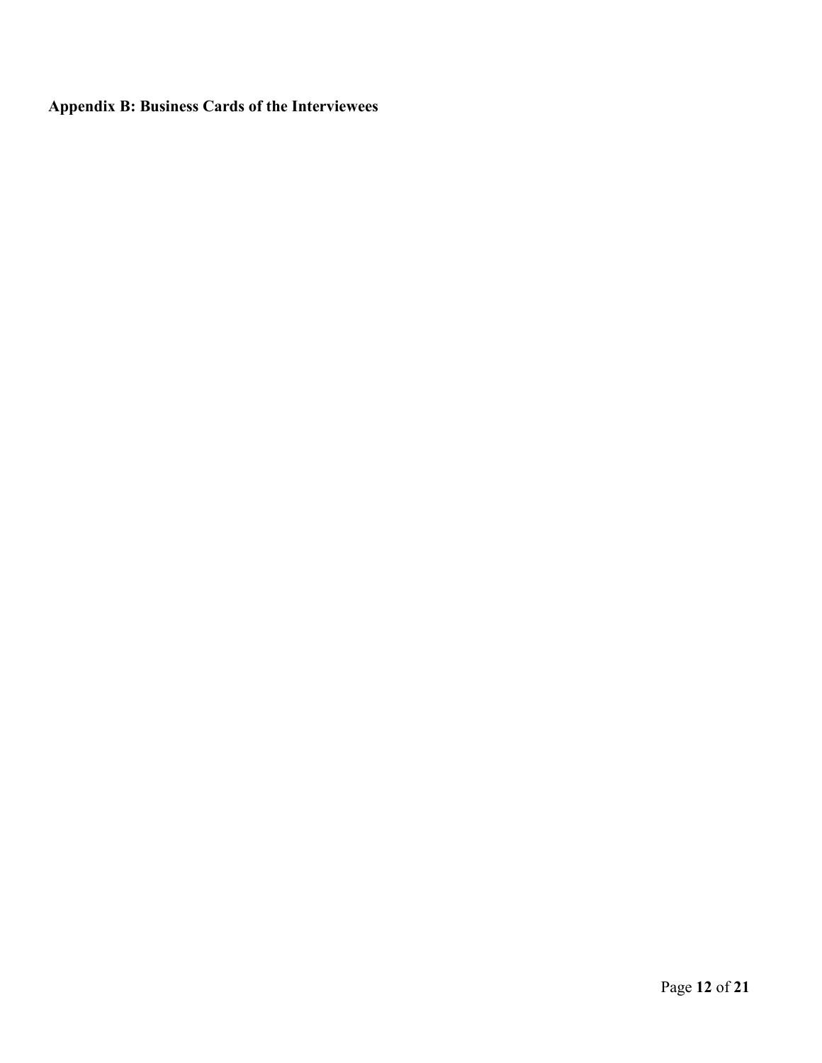**Appendix B: Business Cards of the Interviewees**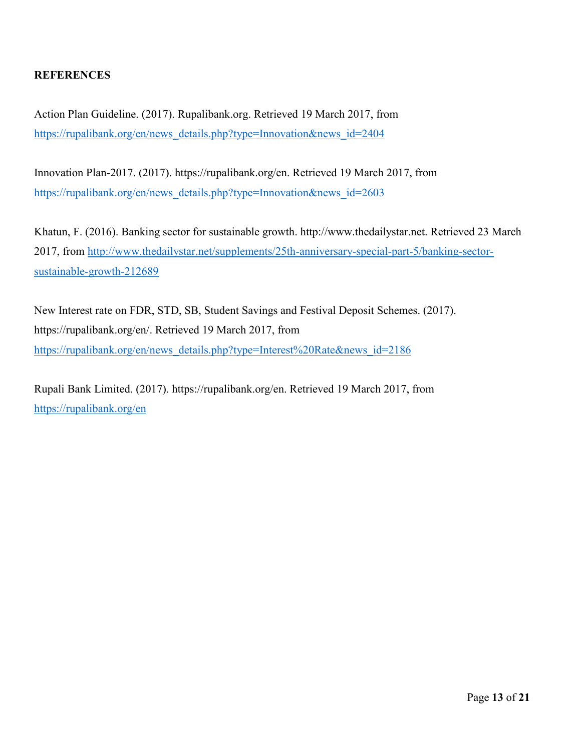**REFERENCES**

Action Plan Guideline. (2017). Rupalibank.org. Retrieved 19 March 2017, from https://rupalibank.org/en/news_details.php?type=Innovation&news_id=2404

Innovation Plan-2017. (2017). https://rupalibank.org/en. Retrieved 19 March 2017, from https://rupalibank.org/en/news_details.php?type=Innovation&news_id=2603

Khatun, F. (2016). Banking sector for sustainable growth. http://www.thedailystar.net. Retrieved 23 March 2017, from http://www.thedailystar.net/supplements/25th-anniversary-special-part-5/banking-sector-sustainable-growth-212689

New Interest rate on FDR, STD, SB, Student Savings and Festival Deposit Schemes. (2017). https://rupalibank.org/en/. Retrieved 19 March 2017, from https://rupalibank.org/en/news_details.php?type=Interest%20Rate&news_id=2186

Rupali Bank Limited. (2017). https://rupalibank.org/en. Retrieved 19 March 2017, from https://rupalibank.org/en